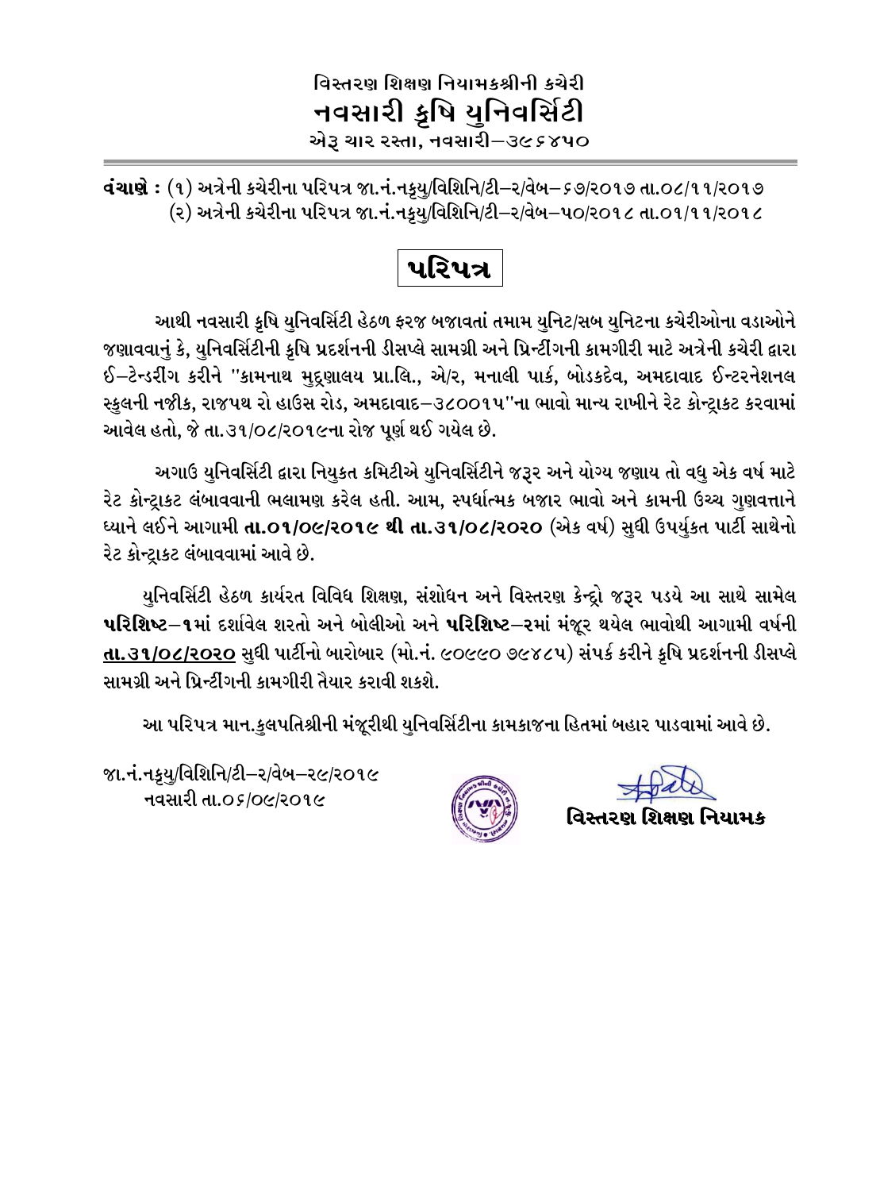**વિસ્તરણ શિક્ષણ નિયામકશ્રીની કચેરી**

# નવસારી કૃષિ યુનિવર્સિટી

**એરૂ ચાર રસ્તા, નવસારી–૩૯૬૪૫૦**

---

**વંચાણે :** (૧) અત્રેની કચેરીના પરિપત્ર જા.નં.નકૃયુ/વિશિનિ/ટી–૨/વેબ–૬૭/૨૦૧૭ તા.૦૮/૧૧/૨૦૧૭
(૨) અત્રેની કચેરીના પરિપત્ર જા.નં.નકૃયુ/વિશિનિ/ટી–૨/વેબ–૫૦/૨૦૧૮ તા.૦૧/૧૧/૨૦૧૮

## પરિપત્ર

આથી નવસારી કૃષિ યુનિવર્સિટી હેઠળ ફરજ બજાવતાં તમામ યુનિટ/સબ યુનિટના કચેરીઓના વડાઓને જણાવવાનું કે, યુનિવર્સિટીની કૃષિ પ્રદર્શનની ડીસપ્લે સામગ્રી અને પ્રિન્ટીંગની કામગીરી માટે અત્રેની કચેરી દ્વારા ઈ–ટેન્ડરીંગ કરીને "કામનાથ મુદ્રણાલય પ્રા.લિ., એ/૨, મનાલી પાર્ક, બોડકદેવ, અમદાવાદ ઈન્ટરનેશનલ સ્કુલની નજીક, રાજપથ રો હાઉસ રોડ, અમદાવાદ–૩૮૦૦૧૫"ના ભાવો માન્ય રાખીને રેટ કોન્ટ્રાકટ કરવામાં આવેલ હતો, જે તા.૩૧/૦૮/૨૦૧૯ના રોજ પૂર્ણ થઈ ગયેલ છે.

અગાઉ યુનિવર્સિટી દ્વારા નિયુકત કમિટીએ યુનિવર્સિટીને જરૂર અને યોગ્ય જણાય તો વધુ એક વર્ષ માટે રેટ કોન્ટ્રાકટ લંબાવવાની ભલામણ કરેલ હતી. આમ, સ્પર્ધાત્મક બજાર ભાવો અને કામની ઉચ્ચ ગુણવત્તાને ધ્યાને લઈને આગામી **તા.૦૧/૦૯/૨૦૧૯ થી તા.૩૧/૦૮/૨૦૨૦** (એક વર્ષ) સુધી ઉપર્યુકત પાર્ટી સાથેનો રેટ કોન્ટ્રાકટ લંબાવવામાં આવે છે.

યુનિવર્સિટી હેઠળ કાર્યરત વિવિધ શિક્ષણ, સંશોધન અને વિસ્તરણ કેન્દ્રો જરૂર પડયે આ સાથે સામેલ **પરિશિષ્ટ–૧**માં દર્શાવેલ શરતો અને બોલીઓ અને **પરિશિષ્ટ–૨**માં મંજૂર થયેલ ભાવોથી આગામી વર્ષની **તા.૩૧/૦૮/૨૦૨૦** સુધી પાર્ટીનો બારોબાર (મો.નં. ૯૦૯૯૦ ૭૯૪૮૫) સંપર્ક કરીને કૃષિ પ્રદર્શનની ડીસપ્લે સામગ્રી અને પ્રિન્ટીંગની કામગીરી તૈયાર કરાવી શકશે.

આ પરિપત્ર માન.કુલપતિશ્રીની મંજૂરીથી યુનિવર્સિટીના કામકાજના હિતમાં બહાર પાડવામાં આવે છે.

જા.નં.નકૃયુ/વિશિનિ/ટી–૨/વેબ–૨૯/૨૦૧૯
નવસારી તા.૦૬/૦૯/૨૦૧૯

**વિસ્તરણ શિક્ષણ નિયામક**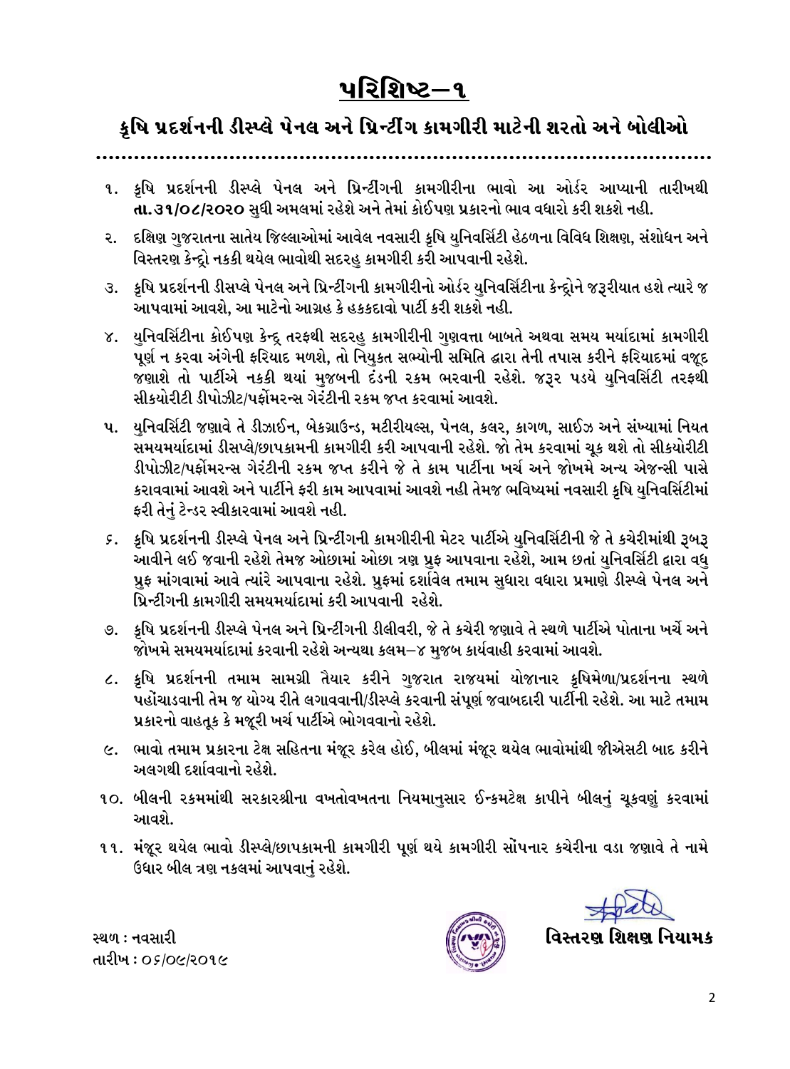# પરિશિષ્ટ–૧

## કૃષિ પ્રદર્શનની ડીસ્પ્લે પેનલ અને પ્રિન્ટીંગ કામગીરી માટેની શરતો અને બોલીઓ

૧. કૃષિ પ્રદર્શનની ડીસ્પ્લે પેનલ અને પ્રિન્ટીંગની કામગીરીના ભાવો આ ઓર્ડર આપ્યાની તારીખથી **તા.૩૧/૦૮/૨૦૨૦** સુધી અમલમાં રહેશે અને તેમાં કોઈપણ પ્રકારનો ભાવ વધારો કરી શકશે નહી.

૨. દક્ષિણ ગુજરાતના સાતેય જિલ્લાઓમાં આવેલ નવસારી કૃષિ યુનિવર્સિટી હેઠળના વિવિધ શિક્ષણ, સંશોધન અને વિસ્તરણ કેન્દ્રો નકકી થયેલ ભાવોથી સદરહુ કામગીરી કરી આપવાની રહેશે.

૩. કૃષિ પ્રદર્શનની ડીસપ્લે પેનલ અને પ્રિન્ટીંગની કામગીરીનો ઓર્ડર યુનિવર્સિટીના કેન્દ્રોને જરૂરીયાત હશે ત્યારે જ આપવામાં આવશે, આ માટેનો આગ્રહ કે હકકદાવો પાર્ટી કરી શકશે નહી.

૪. યુનિવર્સિટીના કોઈપણ કેન્દ્ર તરફથી સદરહુ કામગીરીની ગુણવત્તા બાબતે અથવા સમય મર્યાદામાં કામગીરી પૂર્ણ ન કરવા અંગેની ફરિયાદ મળશે, તો નિયુકત સભ્યોની સમિતિ દ્વારા તેની તપાસ કરીને ફરિયાદમાં વજૂદ જણાશે તો પાર્ટીએ નકકી થયાં મુજબની દંડની રકમ ભરવાની રહેશે. જરૂર પડયે યુનિવર્સિટી તરફથી સીકયોરીટી ડીપોઝીટ/પર્ફોમરન્સ ગેરંટીની રકમ જપ્ત કરવામાં આવશે.

૫. યુનિવર્સિટી જણાવે તે ડીઝાઈન, બેકગ્રાઉન્ડ, મટીરીયલ્સ, પેનલ, કલર, કાગળ, સાઈઝ અને સંખ્યામાં નિયત સમયમર્યાદામાં ડીસપ્લે/છાપકામની કામગીરી કરી આપવાની રહેશે. જો તેમ કરવામાં ચૂક થશે તો સીકયોરીટી ડીપોઝીટ/પર્ફોમરન્સ ગેરંટીની રકમ જપ્ત કરીને જે તે કામ પાર્ટીના ખર્ચ અને જોખમે અન્ય એજન્સી પાસે કરાવવામાં આવશે અને પાર્ટીને ફરી કામ આપવામાં આવશે નહી તેમજ ભવિષ્યમાં નવસારી કૃષિ યુનિવર્સિટીમાં ફરી તેનું ટેન્ડર સ્વીકારવામાં આવશે નહી.

૬. કૃષિ પ્રદર્શનની ડીસ્પ્લે પેનલ અને પ્રિન્ટીંગની કામગીરીની મેટર પાર્ટીએ યુનિવર્સિટીની જે તે કચેરીમાંથી રૂબરૂ આવીને લઈ જવાની રહેશે તેમજ ઓછામાં ઓછા ત્રણ પ્રુફ આપવાના રહેશે, આમ છતાં યુનિવર્સિટી દ્વારા વધુ પ્રુફ માંગવામાં આવે ત્યારે આપવાના રહેશે. પ્રુફમાં દર્શાવેલ તમામ સુધારા વધારા પ્રમાણે ડીસ્પ્લે પેનલ અને પ્રિન્ટીંગની કામગીરી સમયમર્યાદામાં કરી આપવાની રહેશે.

૭. કૃષિ પ્રદર્શનની ડીસ્પ્લે પેનલ અને પ્રિન્ટીંગની ડીલીવરી, જે તે કચેરી જણાવે તે સ્થળે પાર્ટીએ પોતાના ખર્ચે અને જોખમે સમયમર્યાદામાં કરવાની રહેશે અન્યથા કલમ–૪ મુજબ કાર્યવાહી કરવામાં આવશે.

૮. કૃષિ પ્રદર્શનની તમામ સામગ્રી તૈયાર કરીને ગુજરાત રાજયમાં યોજાનાર કૃષિમેળા/પ્રદર્શનના સ્થળે પહોંચાડવાની તેમ જ યોગ્ય રીતે લગાવવાની/ડીસ્પ્લે કરવાની સંપૂર્ણ જવાબદારી પાર્ટીની રહેશે. આ માટે તમામ પ્રકારનો વાહતૂક કે મજૂરી ખર્ચ પાર્ટીએ ભોગવવાનો રહેશે.

૯. ભાવો તમામ પ્રકારના ટેક્ષ સહિતના મંજૂર કરેલ હોઈ, બીલમાં મંજૂર થયેલ ભાવોમાંથી જીએસટી બાદ કરીને અલગથી દર્શાવવાનો રહેશે.

૧૦. બીલની રકમમાંથી સરકારશ્રીના વખતોવખતના નિયમાનુસાર ઈન્કમટેક્ષ કાપીને બીલનું ચૂકવણું કરવામાં આવશે.

૧૧. મંજૂર થયેલ ભાવો ડીસ્પ્લે/છાપકામની કામગીરી પૂર્ણ થયે કામગીરી સોંપનાર કચેરીના વડા જણાવે તે નામે ઉધાર બીલ ત્રણ નકલમાં આપવાનું રહેશે.

સ્થળ : નવસારી
તારીખ : ૦૬/૦૯/૨૦૧૯

**વિસ્તરણ શિક્ષણ નિયામક**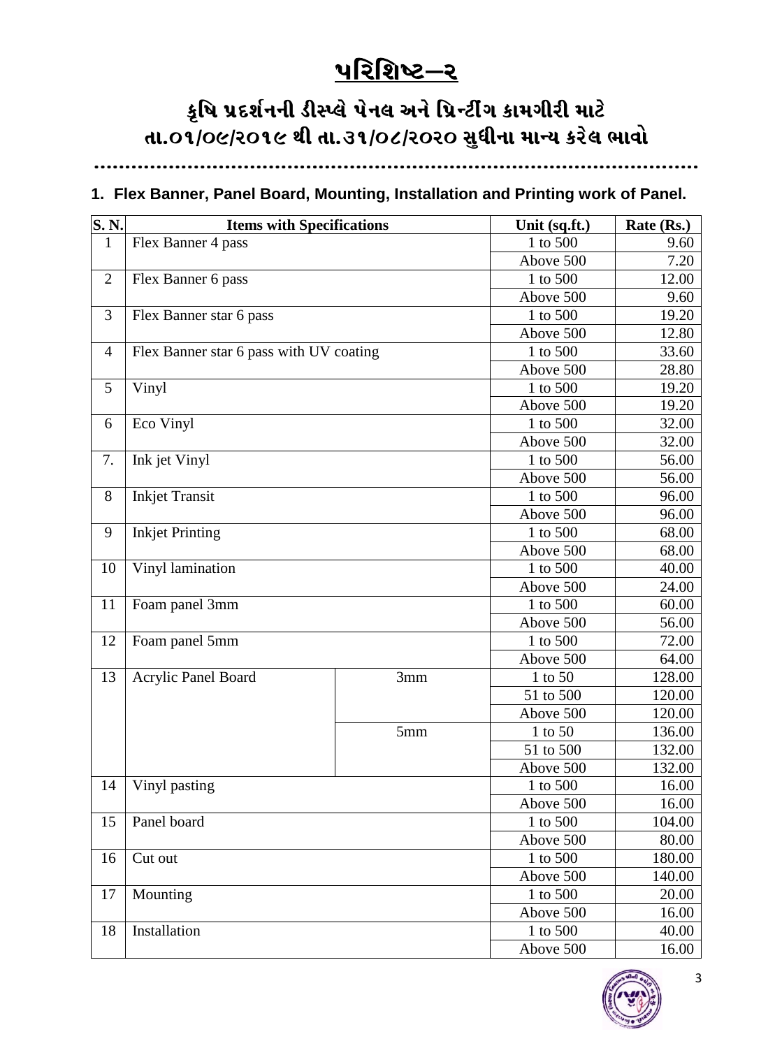# પરિશિષ્ટ–૨

## કૃષિ પ્રદર્શનની ડીસ્પ્લે પેનલ અને પ્રિન્ટીંગ કામગીરી માટે
## તા.૦૧/૦૯/૨૦૧૯ થી તા.૩૧/૦૮/૨૦૨૦ સુધીના માન્ય કરેલ ભાવો

### 1. Flex Banner, Panel Board, Mounting, Installation and Printing work of Panel.

| S. N. | Items with Specifications | | Unit (sq.ft.) | Rate (Rs.) |
|---|---|---|---|---|
| 1 | Flex Banner 4 pass | | 1 to 500 | 9.60 |
| | | | Above 500 | 7.20 |
| 2 | Flex Banner 6 pass | | 1 to 500 | 12.00 |
| | | | Above 500 | 9.60 |
| 3 | Flex Banner star 6 pass | | 1 to 500 | 19.20 |
| | | | Above 500 | 12.80 |
| 4 | Flex Banner star 6 pass with UV coating | | 1 to 500 | 33.60 |
| | | | Above 500 | 28.80 |
| 5 | Vinyl | | 1 to 500 | 19.20 |
| | | | Above 500 | 19.20 |
| 6 | Eco Vinyl | | 1 to 500 | 32.00 |
| | | | Above 500 | 32.00 |
| 7. | Ink jet Vinyl | | 1 to 500 | 56.00 |
| | | | Above 500 | 56.00 |
| 8 | Inkjet Transit | | 1 to 500 | 96.00 |
| | | | Above 500 | 96.00 |
| 9 | Inkjet Printing | | 1 to 500 | 68.00 |
| | | | Above 500 | 68.00 |
| 10 | Vinyl lamination | | 1 to 500 | 40.00 |
| | | | Above 500 | 24.00 |
| 11 | Foam panel 3mm | | 1 to 500 | 60.00 |
| | | | Above 500 | 56.00 |
| 12 | Foam panel 5mm | | 1 to 500 | 72.00 |
| | | | Above 500 | 64.00 |
| 13 | Acrylic Panel Board | 3mm | 1 to 50 | 128.00 |
| | | | 51 to 500 | 120.00 |
| | | | Above 500 | 120.00 |
| | | 5mm | 1 to 50 | 136.00 |
| | | | 51 to 500 | 132.00 |
| | | | Above 500 | 132.00 |
| 14 | Vinyl pasting | | 1 to 500 | 16.00 |
| | | | Above 500 | 16.00 |
| 15 | Panel board | | 1 to 500 | 104.00 |
| | | | Above 500 | 80.00 |
| 16 | Cut out | | 1 to 500 | 180.00 |
| | | | Above 500 | 140.00 |
| 17 | Mounting | | 1 to 500 | 20.00 |
| | | | Above 500 | 16.00 |
| 18 | Installation | | 1 to 500 | 40.00 |
| | | | Above 500 | 16.00 |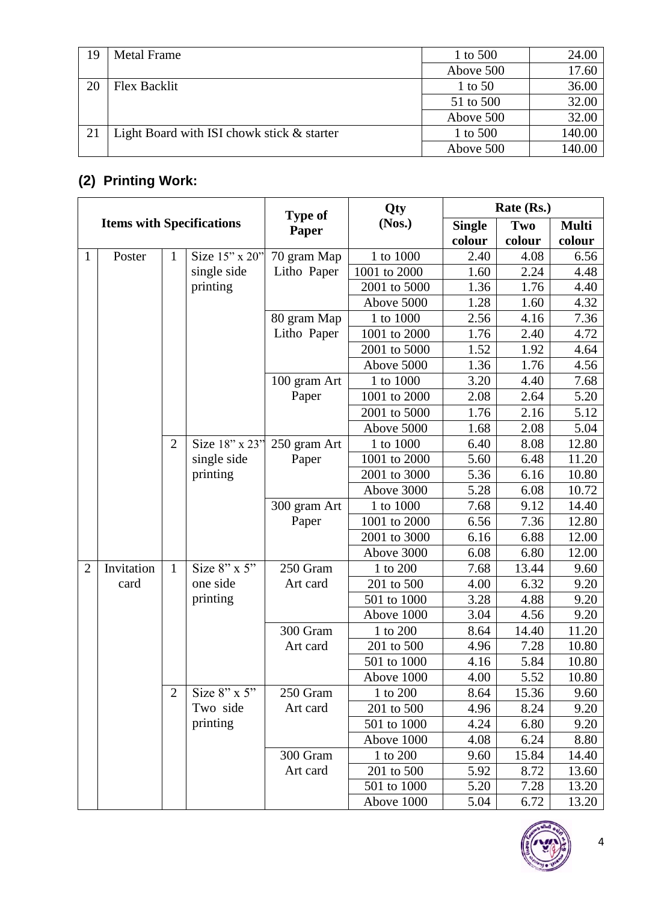| 19 | Metal Frame | 1 to 500 | 24.00 |
|---|---|---|---|
| | | Above 500 | 17.60 |
| 20 | Flex Backlit | 1 to 50 | 36.00 |
| | | 51 to 500 | 32.00 |
| | | Above 500 | 32.00 |
| 21 | Light Board with ISI chowk stick & starter | 1 to 500 | 140.00 |
| | | Above 500 | 140.00 |

## (2) Printing Work:

| Items with Specifications | | | | Type of Paper | Qty (Nos.) | Rate (Rs.) | | |
|---|---|---|---|---|---|---|---|---|
| | | | | | | Single colour | Two colour | Multi colour |
| 1 | Poster | 1 | Size 15" x 20" single side printing | 70 gram Map Litho Paper | 1 to 1000 | 2.40 | 4.08 | 6.56 |
| | | | | | 1001 to 2000 | 1.60 | 2.24 | 4.48 |
| | | | | | 2001 to 5000 | 1.36 | 1.76 | 4.40 |
| | | | | | Above 5000 | 1.28 | 1.60 | 4.32 |
| | | | | 80 gram Map Litho Paper | 1 to 1000 | 2.56 | 4.16 | 7.36 |
| | | | | | 1001 to 2000 | 1.76 | 2.40 | 4.72 |
| | | | | | 2001 to 5000 | 1.52 | 1.92 | 4.64 |
| | | | | | Above 5000 | 1.36 | 1.76 | 4.56 |
| | | | | 100 gram Art Paper | 1 to 1000 | 3.20 | 4.40 | 7.68 |
| | | | | | 1001 to 2000 | 2.08 | 2.64 | 5.20 |
| | | | | | 2001 to 5000 | 1.76 | 2.16 | 5.12 |
| | | | | | Above 5000 | 1.68 | 2.08 | 5.04 |
| | | 2 | Size 18" x 23" single side printing | 250 gram Art Paper | 1 to 1000 | 6.40 | 8.08 | 12.80 |
| | | | | | 1001 to 2000 | 5.60 | 6.48 | 11.20 |
| | | | | | 2001 to 3000 | 5.36 | 6.16 | 10.80 |
| | | | | | Above 3000 | 5.28 | 6.08 | 10.72 |
| | | | | 300 gram Art Paper | 1 to 1000 | 7.68 | 9.12 | 14.40 |
| | | | | | 1001 to 2000 | 6.56 | 7.36 | 12.80 |
| | | | | | 2001 to 3000 | 6.16 | 6.88 | 12.00 |
| | | | | | Above 3000 | 6.08 | 6.80 | 12.00 |
| 2 | Invitation card | 1 | Size 8" x 5" one side printing | 250 Gram Art card | 1 to 200 | 7.68 | 13.44 | 9.60 |
| | | | | | 201 to 500 | 4.00 | 6.32 | 9.20 |
| | | | | | 501 to 1000 | 3.28 | 4.88 | 9.20 |
| | | | | | Above 1000 | 3.04 | 4.56 | 9.20 |
| | | | | 300 Gram Art card | 1 to 200 | 8.64 | 14.40 | 11.20 |
| | | | | | 201 to 500 | 4.96 | 7.28 | 10.80 |
| | | | | | 501 to 1000 | 4.16 | 5.84 | 10.80 |
| | | | | | Above 1000 | 4.00 | 5.52 | 10.80 |
| | | 2 | Size 8" x 5" Two side printing | 250 Gram Art card | 1 to 200 | 8.64 | 15.36 | 9.60 |
| | | | | | 201 to 500 | 4.96 | 8.24 | 9.20 |
| | | | | | 501 to 1000 | 4.24 | 6.80 | 9.20 |
| | | | | | Above 1000 | 4.08 | 6.24 | 8.80 |
| | | | | 300 Gram Art card | 1 to 200 | 9.60 | 15.84 | 14.40 |
| | | | | | 201 to 500 | 5.92 | 8.72 | 13.60 |
| | | | | | 501 to 1000 | 5.20 | 7.28 | 13.20 |
| | | | | | Above 1000 | 5.04 | 6.72 | 13.20 |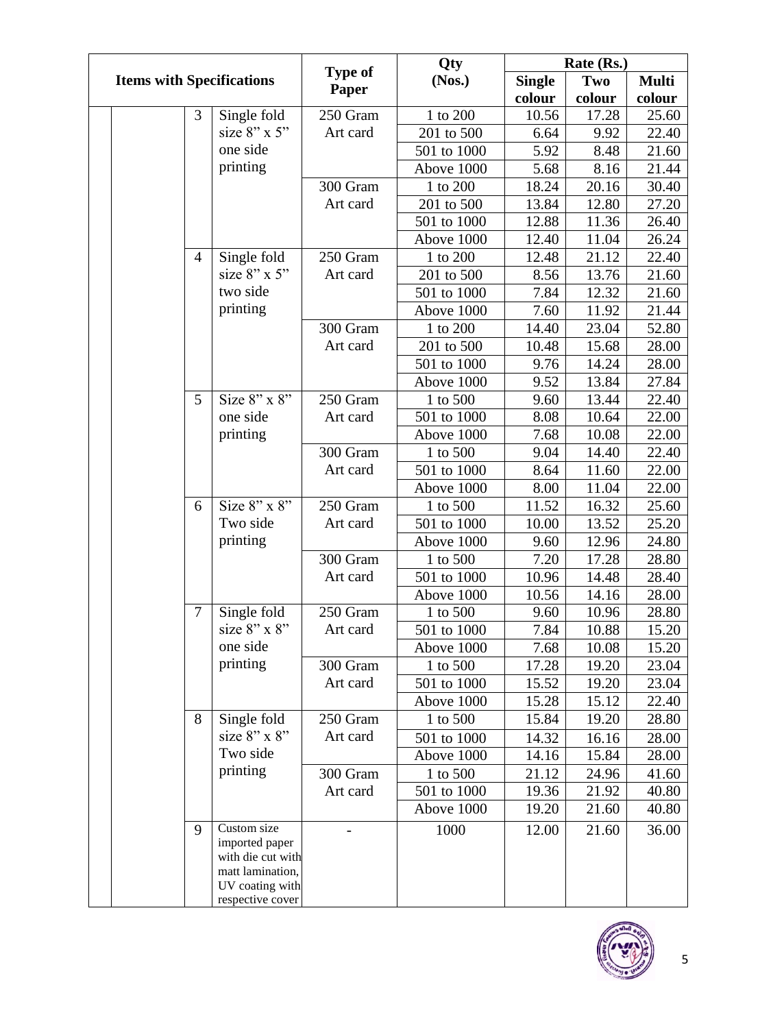| Items with Specifications | | | | Type of Paper | Qty (Nos.) | Rate (Rs.) | | |
|---|---|---|---|---|---|---|---|---|
| | | | | | | Single colour | Two colour | Multi colour |
| | | 3 | Single fold size 8" x 5" one side printing | 250 Gram Art card | 1 to 200 | 10.56 | 17.28 | 25.60 |
| | | | | | 201 to 500 | 6.64 | 9.92 | 22.40 |
| | | | | | 501 to 1000 | 5.92 | 8.48 | 21.60 |
| | | | | | Above 1000 | 5.68 | 8.16 | 21.44 |
| | | | | 300 Gram Art card | 1 to 200 | 18.24 | 20.16 | 30.40 |
| | | | | | 201 to 500 | 13.84 | 12.80 | 27.20 |
| | | | | | 501 to 1000 | 12.88 | 11.36 | 26.40 |
| | | | | | Above 1000 | 12.40 | 11.04 | 26.24 |
| | | 4 | Single fold size 8" x 5" two side printing | 250 Gram Art card | 1 to 200 | 12.48 | 21.12 | 22.40 |
| | | | | | 201 to 500 | 8.56 | 13.76 | 21.60 |
| | | | | | 501 to 1000 | 7.84 | 12.32 | 21.60 |
| | | | | | Above 1000 | 7.60 | 11.92 | 21.44 |
| | | | | 300 Gram Art card | 1 to 200 | 14.40 | 23.04 | 52.80 |
| | | | | | 201 to 500 | 10.48 | 15.68 | 28.00 |
| | | | | | 501 to 1000 | 9.76 | 14.24 | 28.00 |
| | | | | | Above 1000 | 9.52 | 13.84 | 27.84 |
| | | 5 | Size 8" x 8" one side printing | 250 Gram Art card | 1 to 500 | 9.60 | 13.44 | 22.40 |
| | | | | | 501 to 1000 | 8.08 | 10.64 | 22.00 |
| | | | | | Above 1000 | 7.68 | 10.08 | 22.00 |
| | | | | 300 Gram Art card | 1 to 500 | 9.04 | 14.40 | 22.40 |
| | | | | | 501 to 1000 | 8.64 | 11.60 | 22.00 |
| | | | | | Above 1000 | 8.00 | 11.04 | 22.00 |
| | | 6 | Size 8" x 8" Two side printing | 250 Gram Art card | 1 to 500 | 11.52 | 16.32 | 25.60 |
| | | | | | 501 to 1000 | 10.00 | 13.52 | 25.20 |
| | | | | | Above 1000 | 9.60 | 12.96 | 24.80 |
| | | | | 300 Gram Art card | 1 to 500 | 7.20 | 17.28 | 28.80 |
| | | | | | 501 to 1000 | 10.96 | 14.48 | 28.40 |
| | | | | | Above 1000 | 10.56 | 14.16 | 28.00 |
| | | 7 | Single fold size 8" x 8" one side printing | 250 Gram Art card | 1 to 500 | 9.60 | 10.96 | 28.80 |
| | | | | | 501 to 1000 | 7.84 | 10.88 | 15.20 |
| | | | | | Above 1000 | 7.68 | 10.08 | 15.20 |
| | | | | 300 Gram Art card | 1 to 500 | 17.28 | 19.20 | 23.04 |
| | | | | | 501 to 1000 | 15.52 | 19.20 | 23.04 |
| | | | | | Above 1000 | 15.28 | 15.12 | 22.40 |
| | | 8 | Single fold size 8" x 8" Two side printing | 250 Gram Art card | 1 to 500 | 15.84 | 19.20 | 28.80 |
| | | | | | 501 to 1000 | 14.32 | 16.16 | 28.00 |
| | | | | | Above 1000 | 14.16 | 15.84 | 28.00 |
| | | | | 300 Gram Art card | 1 to 500 | 21.12 | 24.96 | 41.60 |
| | | | | | 501 to 1000 | 19.36 | 21.92 | 40.80 |
| | | | | | Above 1000 | 19.20 | 21.60 | 40.80 |
| | | 9 | Custom size imported paper with die cut with matt lamination, UV coating with respective cover | - | 1000 | 12.00 | 21.60 | 36.00 |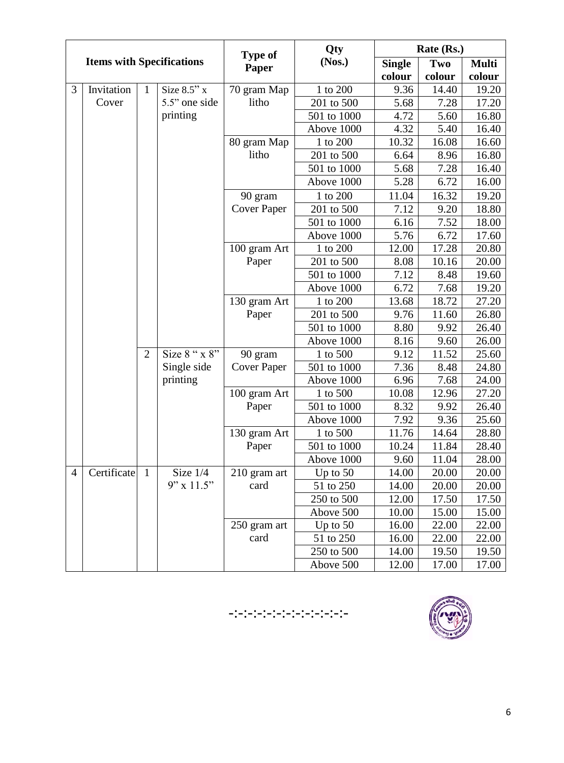| Items with Specifications | | | | Type of Paper | Qty (Nos.) | Rate (Rs.) | | |
|---|---|---|---|---|---|---|---|---|
| | | | | | | Single colour | Two colour | Multi colour |
| 3 | Invitation Cover | 1 | Size 8.5" x 5.5" one side printing | 70 gram Map litho | 1 to 200 | 9.36 | 14.40 | 19.20 |
| | | | | | 201 to 500 | 5.68 | 7.28 | 17.20 |
| | | | | | 501 to 1000 | 4.72 | 5.60 | 16.80 |
| | | | | | Above 1000 | 4.32 | 5.40 | 16.40 |
| | | | | 80 gram Map litho | 1 to 200 | 10.32 | 16.08 | 16.60 |
| | | | | | 201 to 500 | 6.64 | 8.96 | 16.80 |
| | | | | | 501 to 1000 | 5.68 | 7.28 | 16.40 |
| | | | | | Above 1000 | 5.28 | 6.72 | 16.00 |
| | | | | 90 gram Cover Paper | 1 to 200 | 11.04 | 16.32 | 19.20 |
| | | | | | 201 to 500 | 7.12 | 9.20 | 18.80 |
| | | | | | 501 to 1000 | 6.16 | 7.52 | 18.00 |
| | | | | | Above 1000 | 5.76 | 6.72 | 17.60 |
| | | | | 100 gram Art Paper | 1 to 200 | 12.00 | 17.28 | 20.80 |
| | | | | | 201 to 500 | 8.08 | 10.16 | 20.00 |
| | | | | | 501 to 1000 | 7.12 | 8.48 | 19.60 |
| | | | | | Above 1000 | 6.72 | 7.68 | 19.20 |
| | | | | 130 gram Art Paper | 1 to 200 | 13.68 | 18.72 | 27.20 |
| | | | | | 201 to 500 | 9.76 | 11.60 | 26.80 |
| | | | | | 501 to 1000 | 8.80 | 9.92 | 26.40 |
| | | | | | Above 1000 | 8.16 | 9.60 | 26.00 |
| | | 2 | Size 8 " x 8" Single side printing | 90 gram Cover Paper | 1 to 500 | 9.12 | 11.52 | 25.60 |
| | | | | | 501 to 1000 | 7.36 | 8.48 | 24.80 |
| | | | | | Above 1000 | 6.96 | 7.68 | 24.00 |
| | | | | 100 gram Art Paper | 1 to 500 | 10.08 | 12.96 | 27.20 |
| | | | | | 501 to 1000 | 8.32 | 9.92 | 26.40 |
| | | | | | Above 1000 | 7.92 | 9.36 | 25.60 |
| | | | | 130 gram Art Paper | 1 to 500 | 11.76 | 14.64 | 28.80 |
| | | | | | 501 to 1000 | 10.24 | 11.84 | 28.40 |
| | | | | | Above 1000 | 9.60 | 11.04 | 28.00 |
| 4 | Certificate | 1 | Size 1/4 9" x 11.5" | 210 gram art card | Up to 50 | 14.00 | 20.00 | 20.00 |
| | | | | | 51 to 250 | 14.00 | 20.00 | 20.00 |
| | | | | | 250 to 500 | 12.00 | 17.50 | 17.50 |
| | | | | | Above 500 | 10.00 | 15.00 | 15.00 |
| | | | | 250 gram art card | Up to 50 | 16.00 | 22.00 | 22.00 |
| | | | | | 51 to 250 | 16.00 | 22.00 | 22.00 |
| | | | | | 250 to 500 | 14.00 | 19.50 | 19.50 |
| | | | | | Above 500 | 12.00 | 17.00 | 17.00 |

-:-:-:-:-:-:-:-:-:-:-:-